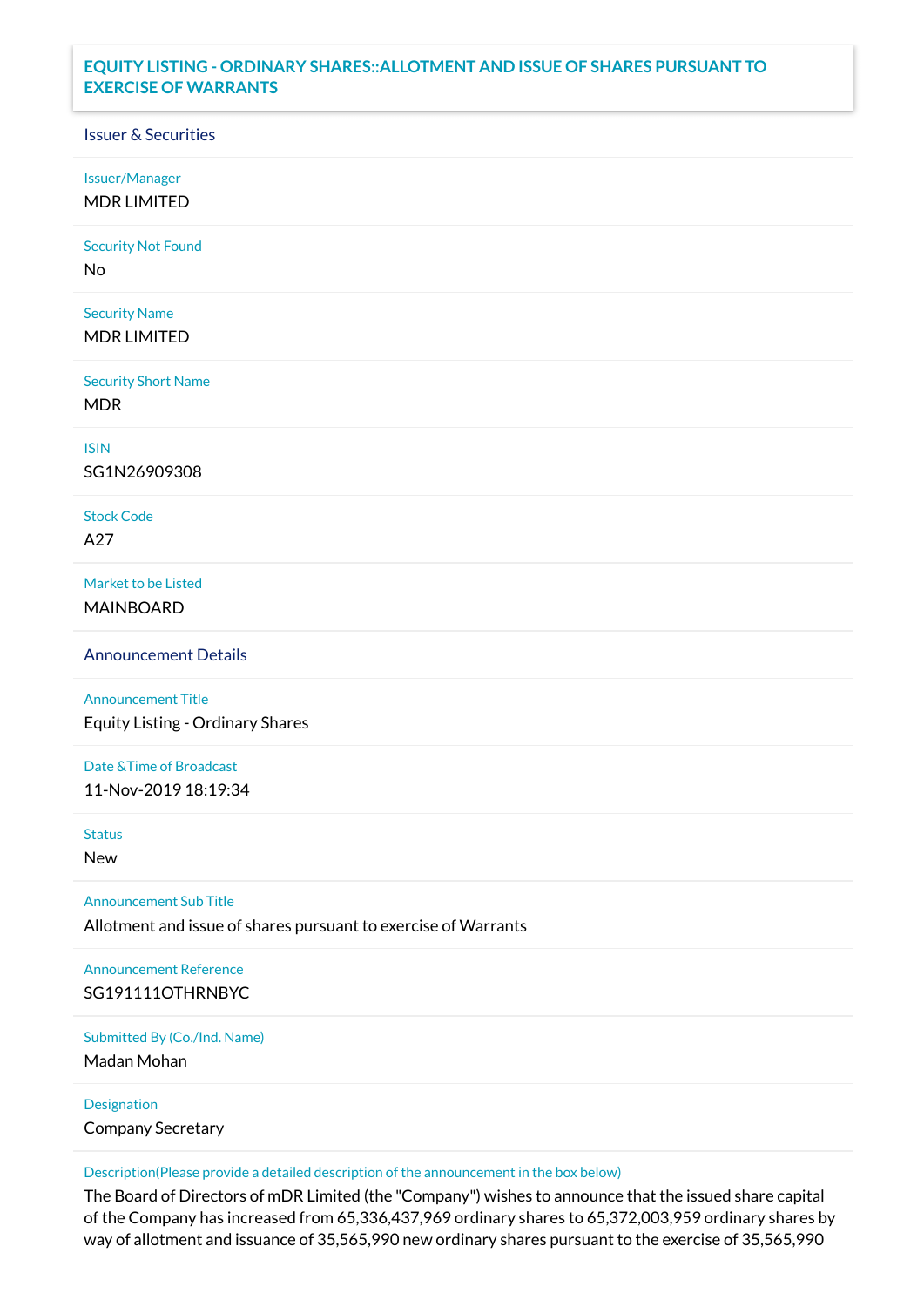# EQUITY LISTING - ORDINARY SHARES::ALLOTMENT AND ISSUE OF SHARES PURSUANT TO EXERCISE OF WARRANTS

## Issuer & Securities

**Issuer/Manager**
MDR LIMITED

**Security Not Found**
No

**Security Name**
MDR LIMITED

**Security Short Name**
MDR

**ISIN**
SG1N26909308

**Stock Code**
A27

**Market to be Listed**
MAINBOARD

## Announcement Details

**Announcement Title**
Equity Listing - Ordinary Shares

**Date &Time of Broadcast**
11-Nov-2019 18:19:34

**Status**
New

**Announcement Sub Title**
Allotment and issue of shares pursuant to exercise of Warrants

**Announcement Reference**
SG191111OTHRNBYC

**Submitted By (Co./Ind. Name)**
Madan Mohan

**Designation**
Company Secretary

**Description(Please provide a detailed description of the announcement in the box below)**
The Board of Directors of mDR Limited (the "Company") wishes to announce that the issued share capital of the Company has increased from 65,336,437,969 ordinary shares to 65,372,003,959 ordinary shares by way of allotment and issuance of 35,565,990 new ordinary shares pursuant to the exercise of 35,565,990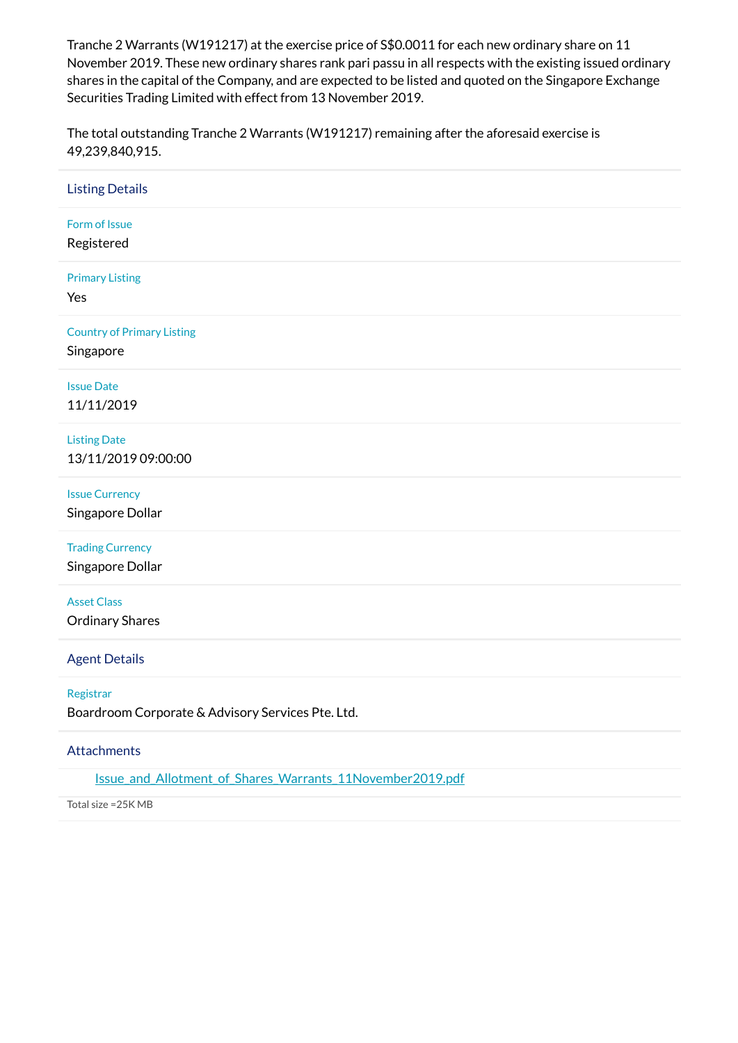Tranche 2 Warrants (W191217) at the exercise price of S$0.0011 for each new ordinary share on 11 November 2019. These new ordinary shares rank pari passu in all respects with the existing issued ordinary shares in the capital of the Company, and are expected to be listed and quoted on the Singapore Exchange Securities Trading Limited with effect from 13 November 2019.

The total outstanding Tranche 2 Warrants (W191217) remaining after the aforesaid exercise is 49,239,840,915.

## Listing Details

Form of Issue
Registered

Primary Listing
Yes

Country of Primary Listing
Singapore

Issue Date
11/11/2019

Listing Date
13/11/2019 09:00:00

Issue Currency
Singapore Dollar

Trading Currency
Singapore Dollar

Asset Class
Ordinary Shares

## Agent Details

Registrar
Boardroom Corporate & Advisory Services Pte. Ltd.

## Attachments

Issue_and_Allotment_of_Shares_Warrants_11November2019.pdf

Total size =25K MB